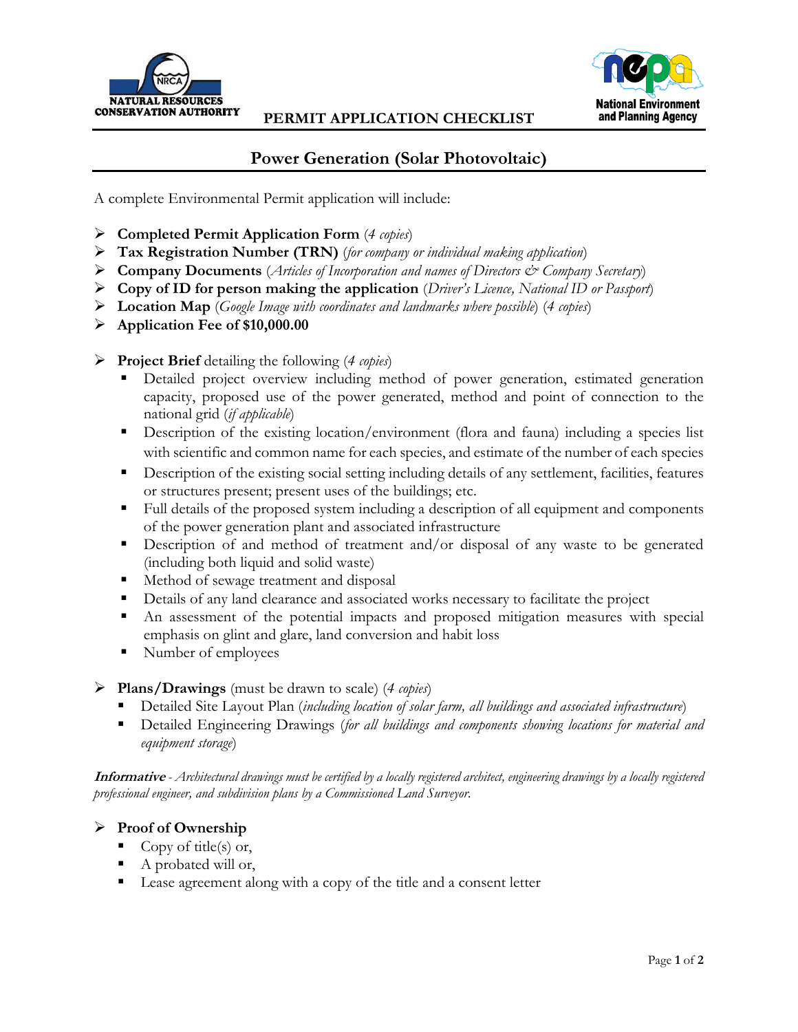NATURAL RESOURCES CONSERVATION AUTHORITY

**PERMIT APPLICATION CHECKLIST**

National Environment and Planning Agency

# Power Generation (Solar Photovoltaic)

A complete Environmental Permit application will include:

- **Completed Permit Application Form** (*4 copies*)
- **Tax Registration Number (TRN)** (*for company or individual making application*)
- **Company Documents** (*Articles of Incorporation and names of Directors & Company Secretary*)
- **Copy of ID for person making the application** (*Driver's Licence, National ID or Passport*)
- **Location Map** (*Google Image with coordinates and landmarks where possible*) (*4 copies*)
- **Application Fee of $10,000.00**

- **Project Brief** detailing the following (*4 copies*)
  - Detailed project overview including method of power generation, estimated generation capacity, proposed use of the power generated, method and point of connection to the national grid (*if applicable*)
  - Description of the existing location/environment (flora and fauna) including a species list with scientific and common name for each species, and estimate of the number of each species
  - Description of the existing social setting including details of any settlement, facilities, features or structures present; present uses of the buildings; etc.
  - Full details of the proposed system including a description of all equipment and components of the power generation plant and associated infrastructure
  - Description of and method of treatment and/or disposal of any waste to be generated (including both liquid and solid waste)
  - Method of sewage treatment and disposal
  - Details of any land clearance and associated works necessary to facilitate the project
  - An assessment of the potential impacts and proposed mitigation measures with special emphasis on glint and glare, land conversion and habit loss
  - Number of employees

- **Plans/Drawings** (must be drawn to scale) (*4 copies*)
  - Detailed Site Layout Plan (*including location of solar farm, all buildings and associated infrastructure*)
  - Detailed Engineering Drawings (*for all buildings and components showing locations for material and equipment storage*)

***Informative*** - *Architectural drawings must be certified by a locally registered architect, engineering drawings by a locally registered professional engineer, and subdivision plans by a Commissioned Land Surveyor.*

- **Proof of Ownership**
  - Copy of title(s) or,
  - A probated will or,
  - Lease agreement along with a copy of the title and a consent letter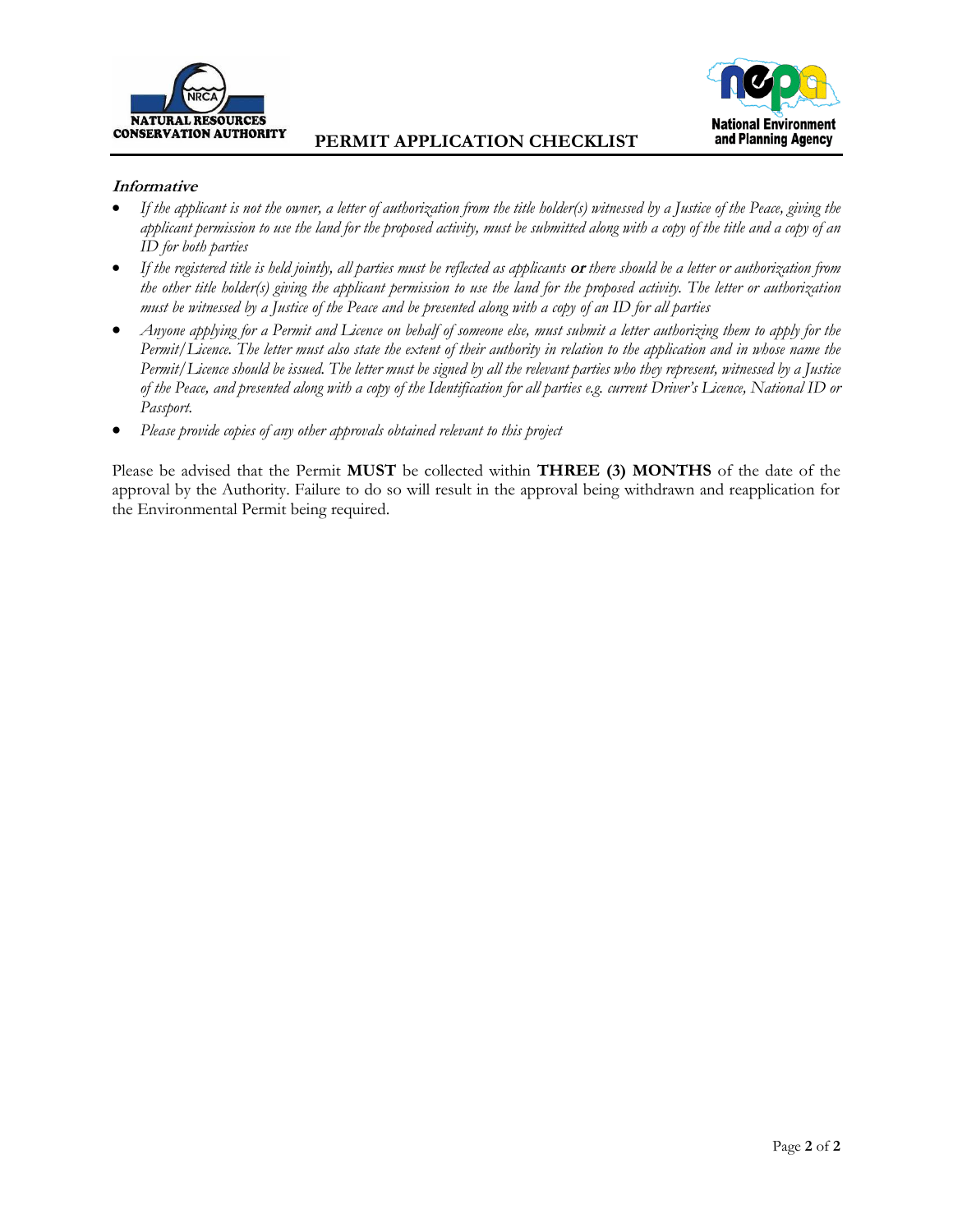**PERMIT APPLICATION CHECKLIST**

***Informative***

- *If the applicant is not the owner, a letter of authorization from the title holder(s) witnessed by a Justice of the Peace, giving the applicant permission to use the land for the proposed activity, must be submitted along with a copy of the title and a copy of an ID for both parties*
- *If the registered title is held jointly, all parties must be reflected as applicants* ***or*** *there should be a letter or authorization from the other title holder(s) giving the applicant permission to use the land for the proposed activity. The letter or authorization must be witnessed by a Justice of the Peace and be presented along with a copy of an ID for all parties*
- *Anyone applying for a Permit and Licence on behalf of someone else, must submit a letter authorizing them to apply for the Permit/Licence. The letter must also state the extent of their authority in relation to the application and in whose name the Permit/Licence should be issued. The letter must be signed by all the relevant parties who they represent, witnessed by a Justice of the Peace, and presented along with a copy of the Identification for all parties e.g. current Driver's Licence, National ID or Passport.*
- *Please provide copies of any other approvals obtained relevant to this project*

Please be advised that the Permit **MUST** be collected within **THREE (3) MONTHS** of the date of the approval by the Authority. Failure to do so will result in the approval being withdrawn and reapplication for the Environmental Permit being required.